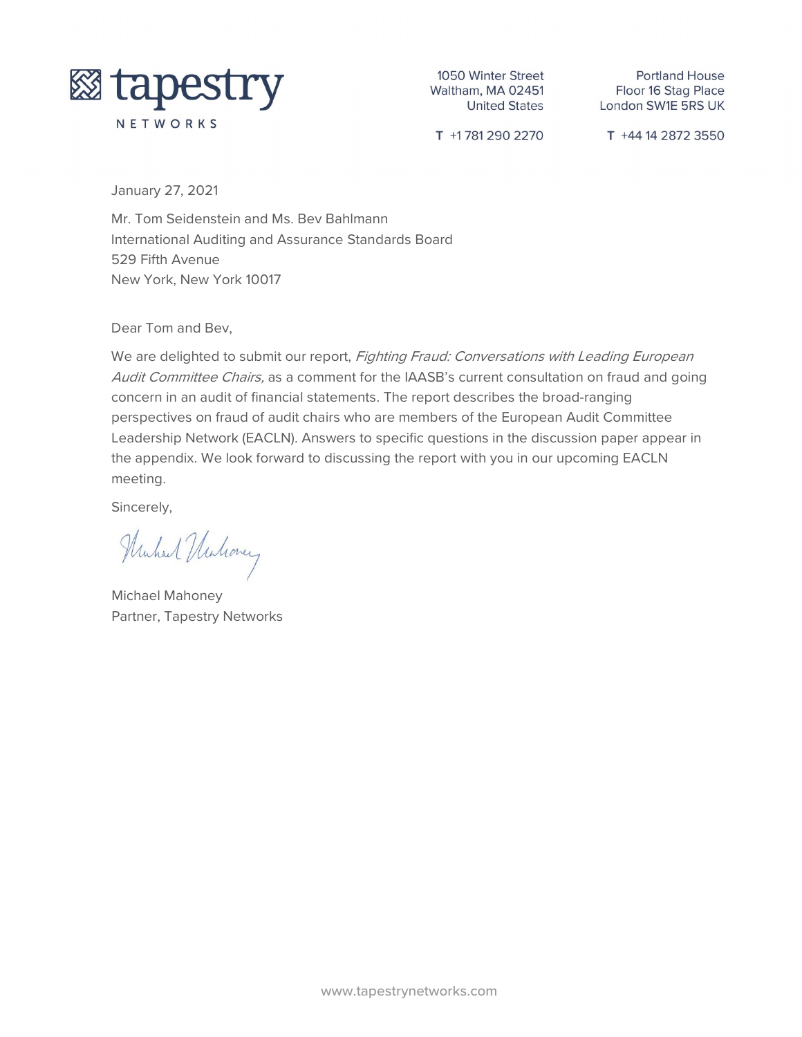tapestry NETWORKS

1050 Winter Street
Waltham, MA 02451
United States

T +1 781 290 2270

Portland House
Floor 16 Stag Place
London SW1E 5RS UK

T +44 14 2872 3550

January 27, 2021

Mr. Tom Seidenstein and Ms. Bev Bahlmann
International Auditing and Assurance Standards Board
529 Fifth Avenue
New York, New York 10017

Dear Tom and Bev,

We are delighted to submit our report, *Fighting Fraud: Conversations with Leading European Audit Committee Chairs,* as a comment for the IAASB's current consultation on fraud and going concern in an audit of financial statements. The report describes the broad-ranging perspectives on fraud of audit chairs who are members of the European Audit Committee Leadership Network (EACLN). Answers to specific questions in the discussion paper appear in the appendix. We look forward to discussing the report with you in our upcoming EACLN meeting.

Sincerely,

Michael Mahoney
Partner, Tapestry Networks

www.tapestrynetworks.com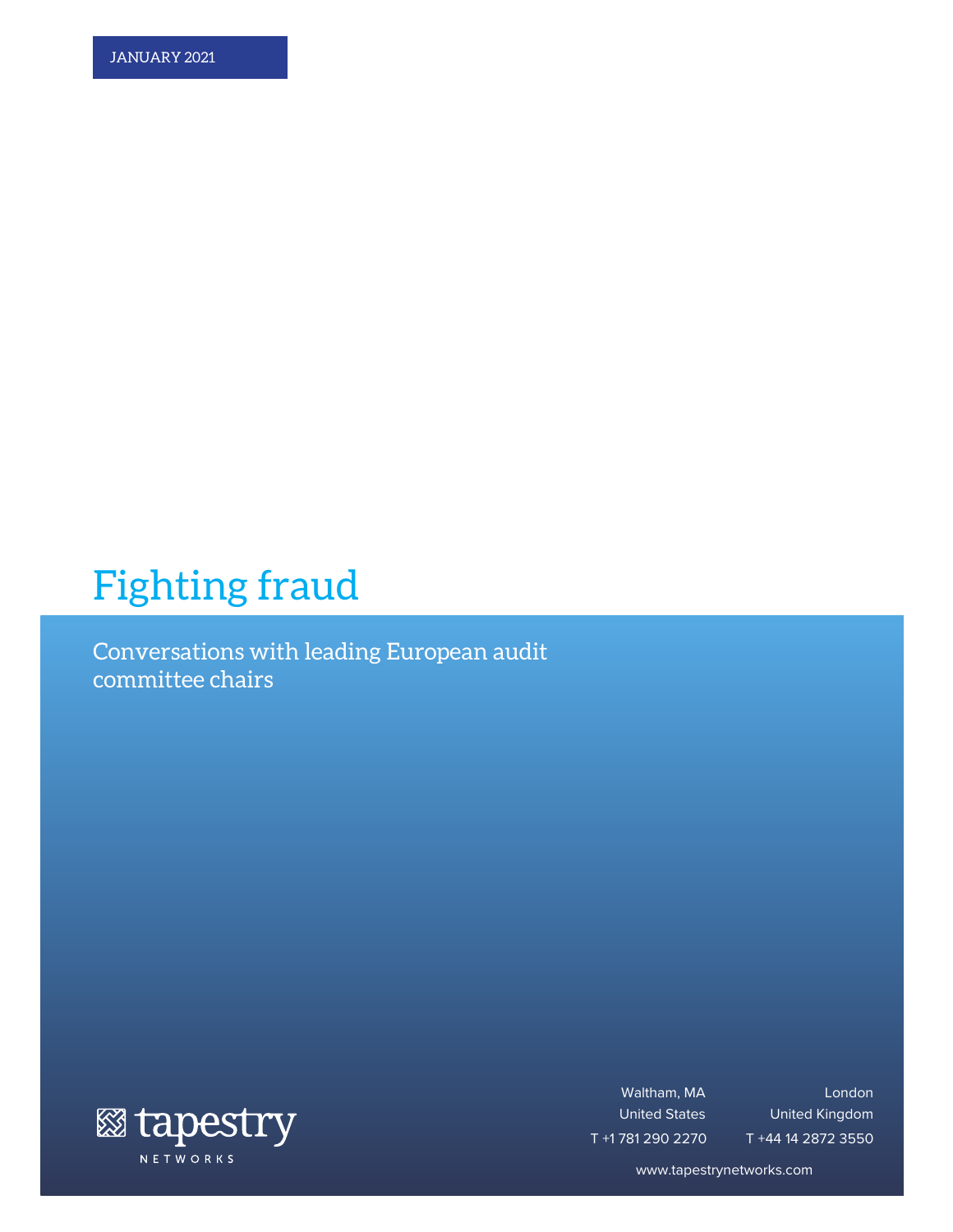JANUARY 2021

# Fighting fraud

Conversations with leading European audit committee chairs

tapestry NETWORKS

Waltham, MA
United States
T +1 781 290 2270

London
United Kingdom
T +44 14 2872 3550

www.tapestrynetworks.com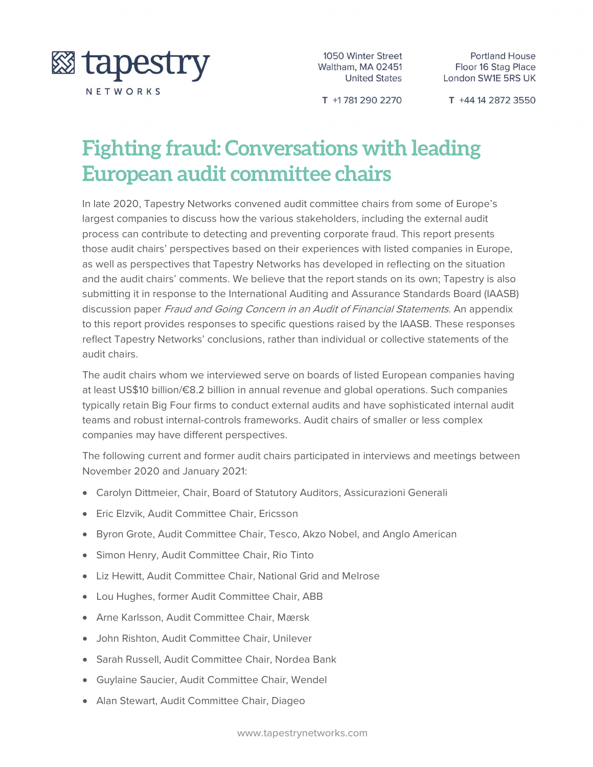# Fighting fraud: Conversations with leading European audit committee chairs

In late 2020, Tapestry Networks convened audit committee chairs from some of Europe's largest companies to discuss how the various stakeholders, including the external audit process can contribute to detecting and preventing corporate fraud. This report presents those audit chairs' perspectives based on their experiences with listed companies in Europe, as well as perspectives that Tapestry Networks has developed in reflecting on the situation and the audit chairs' comments. We believe that the report stands on its own; Tapestry is also submitting it in response to the International Auditing and Assurance Standards Board (IAASB) discussion paper *Fraud and Going Concern in an Audit of Financial Statements*. An appendix to this report provides responses to specific questions raised by the IAASB. These responses reflect Tapestry Networks' conclusions, rather than individual or collective statements of the audit chairs.

The audit chairs whom we interviewed serve on boards of listed European companies having at least US$10 billion/€8.2 billion in annual revenue and global operations. Such companies typically retain Big Four firms to conduct external audits and have sophisticated internal audit teams and robust internal-controls frameworks. Audit chairs of smaller or less complex companies may have different perspectives.

The following current and former audit chairs participated in interviews and meetings between November 2020 and January 2021:

- Carolyn Dittmeier, Chair, Board of Statutory Auditors, Assicurazioni Generali
- Eric Elzvik, Audit Committee Chair, Ericsson
- Byron Grote, Audit Committee Chair, Tesco, Akzo Nobel, and Anglo American
- Simon Henry, Audit Committee Chair, Rio Tinto
- Liz Hewitt, Audit Committee Chair, National Grid and Melrose
- Lou Hughes, former Audit Committee Chair, ABB
- Arne Karlsson, Audit Committee Chair, Mærsk
- John Rishton, Audit Committee Chair, Unilever
- Sarah Russell, Audit Committee Chair, Nordea Bank
- Guylaine Saucier, Audit Committee Chair, Wendel
- Alan Stewart, Audit Committee Chair, Diageo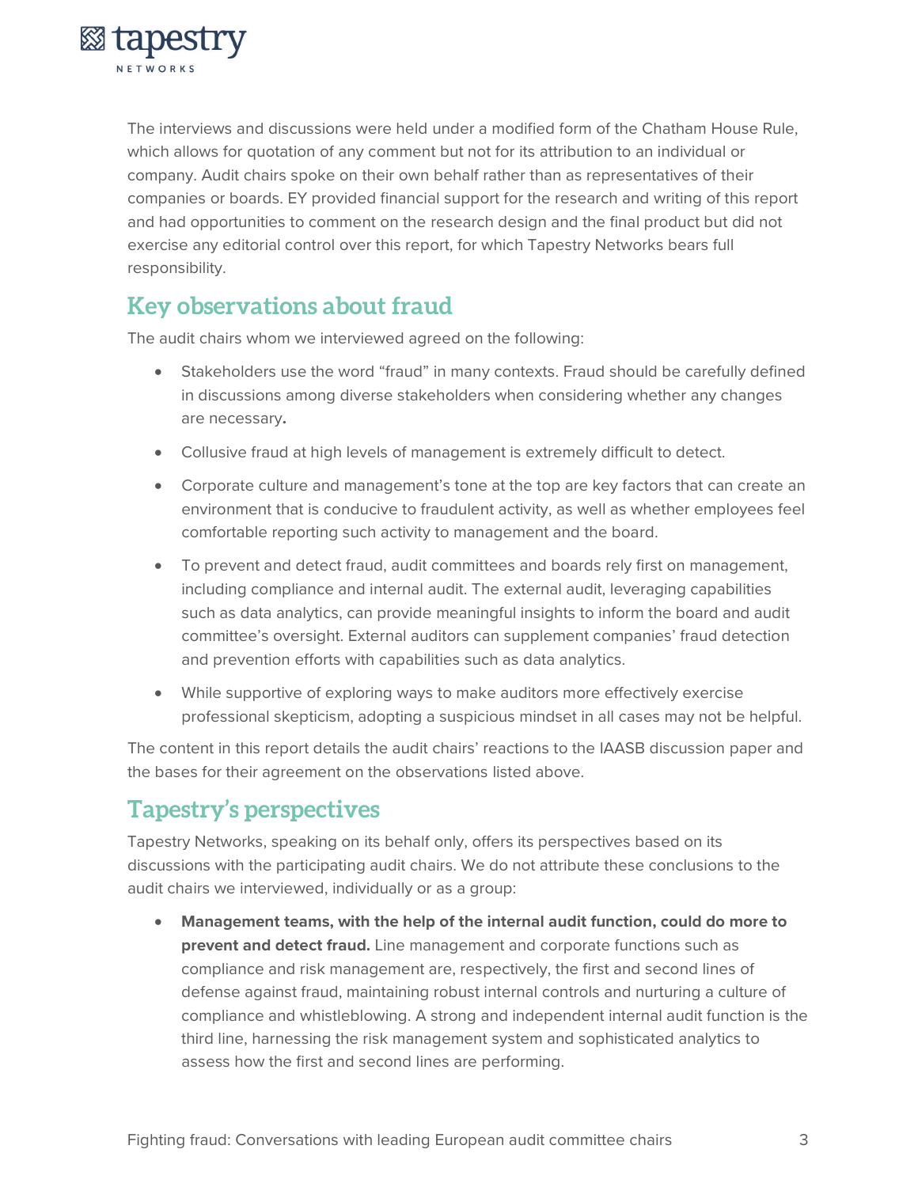The interviews and discussions were held under a modified form of the Chatham House Rule, which allows for quotation of any comment but not for its attribution to an individual or company. Audit chairs spoke on their own behalf rather than as representatives of their companies or boards. EY provided financial support for the research and writing of this report and had opportunities to comment on the research design and the final product but did not exercise any editorial control over this report, for which Tapestry Networks bears full responsibility.

## Key observations about fraud

The audit chairs whom we interviewed agreed on the following:

- Stakeholders use the word "fraud" in many contexts. Fraud should be carefully defined in discussions among diverse stakeholders when considering whether any changes are necessary**.**
- Collusive fraud at high levels of management is extremely difficult to detect.
- Corporate culture and management's tone at the top are key factors that can create an environment that is conducive to fraudulent activity, as well as whether employees feel comfortable reporting such activity to management and the board.
- To prevent and detect fraud, audit committees and boards rely first on management, including compliance and internal audit. The external audit, leveraging capabilities such as data analytics, can provide meaningful insights to inform the board and audit committee's oversight. External auditors can supplement companies' fraud detection and prevention efforts with capabilities such as data analytics.
- While supportive of exploring ways to make auditors more effectively exercise professional skepticism, adopting a suspicious mindset in all cases may not be helpful.

The content in this report details the audit chairs' reactions to the IAASB discussion paper and the bases for their agreement on the observations listed above.

## Tapestry's perspectives

Tapestry Networks, speaking on its behalf only, offers its perspectives based on its discussions with the participating audit chairs. We do not attribute these conclusions to the audit chairs we interviewed, individually or as a group:

- **Management teams, with the help of the internal audit function, could do more to prevent and detect fraud.** Line management and corporate functions such as compliance and risk management are, respectively, the first and second lines of defense against fraud, maintaining robust internal controls and nurturing a culture of compliance and whistleblowing. A strong and independent internal audit function is the third line, harnessing the risk management system and sophisticated analytics to assess how the first and second lines are performing.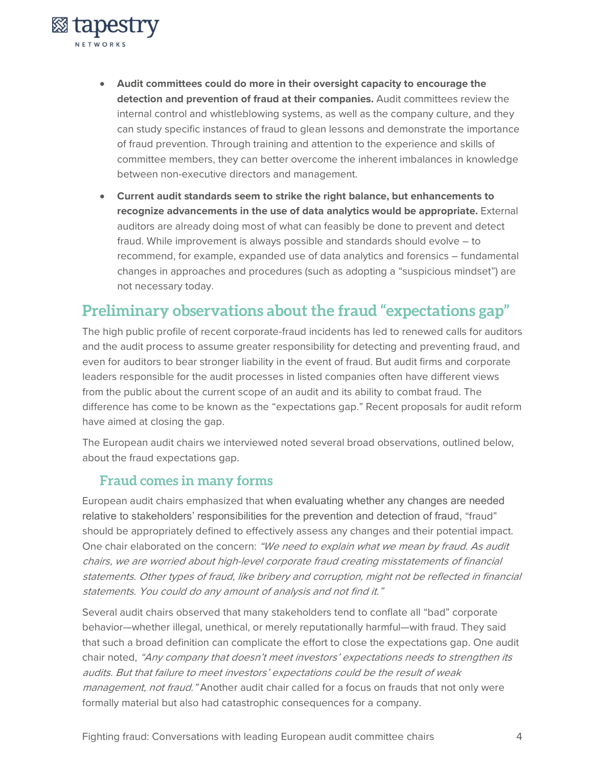- **Audit committees could do more in their oversight capacity to encourage the detection and prevention of fraud at their companies.** Audit committees review the internal control and whistleblowing systems, as well as the company culture, and they can study specific instances of fraud to glean lessons and demonstrate the importance of fraud prevention. Through training and attention to the experience and skills of committee members, they can better overcome the inherent imbalances in knowledge between non-executive directors and management.
- **Current audit standards seem to strike the right balance, but enhancements to recognize advancements in the use of data analytics would be appropriate.** External auditors are already doing most of what can feasibly be done to prevent and detect fraud. While improvement is always possible and standards should evolve – to recommend, for example, expanded use of data analytics and forensics – fundamental changes in approaches and procedures (such as adopting a "suspicious mindset") are not necessary today.

## Preliminary observations about the fraud "expectations gap"

The high public profile of recent corporate-fraud incidents has led to renewed calls for auditors and the audit process to assume greater responsibility for detecting and preventing fraud, and even for auditors to bear stronger liability in the event of fraud. But audit firms and corporate leaders responsible for the audit processes in listed companies often have different views from the public about the current scope of an audit and its ability to combat fraud. The difference has come to be known as the "expectations gap." Recent proposals for audit reform have aimed at closing the gap.

The European audit chairs we interviewed noted several broad observations, outlined below, about the fraud expectations gap.

### Fraud comes in many forms

European audit chairs emphasized that when evaluating whether any changes are needed relative to stakeholders' responsibilities for the prevention and detection of fraud, "fraud" should be appropriately defined to effectively assess any changes and their potential impact. One chair elaborated on the concern: *"We need to explain what we mean by fraud. As audit chairs, we are worried about high-level corporate fraud creating misstatements of financial statements. Other types of fraud, like bribery and corruption, might not be reflected in financial statements. You could do any amount of analysis and not find it."*

Several audit chairs observed that many stakeholders tend to conflate all "bad" corporate behavior—whether illegal, unethical, or merely reputationally harmful—with fraud. They said that such a broad definition can complicate the effort to close the expectations gap. One audit chair noted, *"Any company that doesn't meet investors' expectations needs to strengthen its audits. But that failure to meet investors' expectations could be the result of weak management, not fraud."* Another audit chair called for a focus on frauds that not only were formally material but also had catastrophic consequences for a company.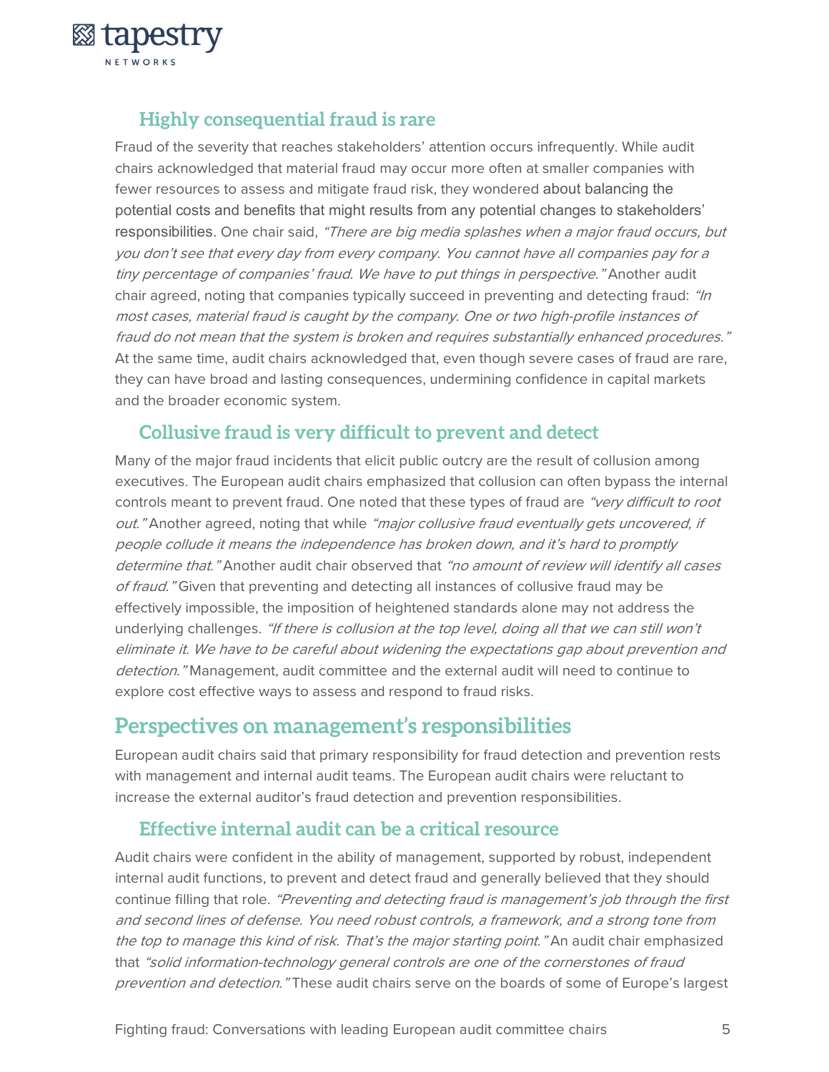### Highly consequential fraud is rare

Fraud of the severity that reaches stakeholders' attention occurs infrequently. While audit chairs acknowledged that material fraud may occur more often at smaller companies with fewer resources to assess and mitigate fraud risk, they wondered about balancing the potential costs and benefits that might results from any potential changes to stakeholders' responsibilities. One chair said, *"There are big media splashes when a major fraud occurs, but you don't see that every day from every company. You cannot have all companies pay for a tiny percentage of companies' fraud. We have to put things in perspective."* Another audit chair agreed, noting that companies typically succeed in preventing and detecting fraud: *"In most cases, material fraud is caught by the company. One or two high-profile instances of fraud do not mean that the system is broken and requires substantially enhanced procedures."* At the same time, audit chairs acknowledged that, even though severe cases of fraud are rare, they can have broad and lasting consequences, undermining confidence in capital markets and the broader economic system.

### Collusive fraud is very difficult to prevent and detect

Many of the major fraud incidents that elicit public outcry are the result of collusion among executives. The European audit chairs emphasized that collusion can often bypass the internal controls meant to prevent fraud. One noted that these types of fraud are *"very difficult to root out."* Another agreed, noting that while *"major collusive fraud eventually gets uncovered, if people collude it means the independence has broken down, and it's hard to promptly determine that."* Another audit chair observed that *"no amount of review will identify all cases of fraud."* Given that preventing and detecting all instances of collusive fraud may be effectively impossible, the imposition of heightened standards alone may not address the underlying challenges. *"If there is collusion at the top level, doing all that we can still won't eliminate it. We have to be careful about widening the expectations gap about prevention and detection."* Management, audit committee and the external audit will need to continue to explore cost effective ways to assess and respond to fraud risks.

## Perspectives on management's responsibilities

European audit chairs said that primary responsibility for fraud detection and prevention rests with management and internal audit teams. The European audit chairs were reluctant to increase the external auditor's fraud detection and prevention responsibilities.

### Effective internal audit can be a critical resource

Audit chairs were confident in the ability of management, supported by robust, independent internal audit functions, to prevent and detect fraud and generally believed that they should continue filling that role. *"Preventing and detecting fraud is management's job through the first and second lines of defense. You need robust controls, a framework, and a strong tone from the top to manage this kind of risk. That's the major starting point."* An audit chair emphasized that *"solid information-technology general controls are one of the cornerstones of fraud prevention and detection."* These audit chairs serve on the boards of some of Europe's largest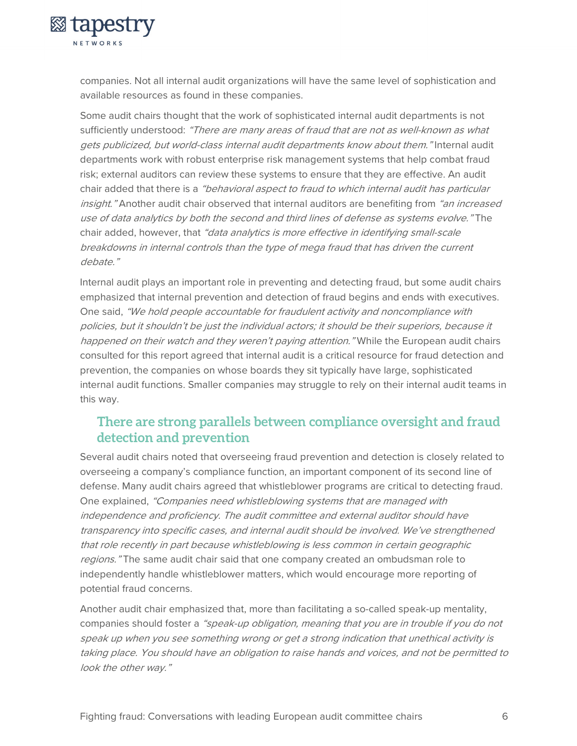companies. Not all internal audit organizations will have the same level of sophistication and available resources as found in these companies.

Some audit chairs thought that the work of sophisticated internal audit departments is not sufficiently understood: *"There are many areas of fraud that are not as well-known as what gets publicized, but world-class internal audit departments know about them."* Internal audit departments work with robust enterprise risk management systems that help combat fraud risk; external auditors can review these systems to ensure that they are effective. An audit chair added that there is a *"behavioral aspect to fraud to which internal audit has particular insight."* Another audit chair observed that internal auditors are benefiting from *"an increased use of data analytics by both the second and third lines of defense as systems evolve."* The chair added, however, that *"data analytics is more effective in identifying small-scale breakdowns in internal controls than the type of mega fraud that has driven the current debate."*

Internal audit plays an important role in preventing and detecting fraud, but some audit chairs emphasized that internal prevention and detection of fraud begins and ends with executives. One said, *"We hold people accountable for fraudulent activity and noncompliance with policies, but it shouldn't be just the individual actors; it should be their superiors, because it happened on their watch and they weren't paying attention."* While the European audit chairs consulted for this report agreed that internal audit is a critical resource for fraud detection and prevention, the companies on whose boards they sit typically have large, sophisticated internal audit functions. Smaller companies may struggle to rely on their internal audit teams in this way.

## There are strong parallels between compliance oversight and fraud detection and prevention

Several audit chairs noted that overseeing fraud prevention and detection is closely related to overseeing a company's compliance function, an important component of its second line of defense. Many audit chairs agreed that whistleblower programs are critical to detecting fraud. One explained, *"Companies need whistleblowing systems that are managed with independence and proficiency. The audit committee and external auditor should have transparency into specific cases, and internal audit should be involved. We've strengthened that role recently in part because whistleblowing is less common in certain geographic regions."* The same audit chair said that one company created an ombudsman role to independently handle whistleblower matters, which would encourage more reporting of potential fraud concerns.

Another audit chair emphasized that, more than facilitating a so-called speak-up mentality, companies should foster a *"speak-up obligation, meaning that you are in trouble if you do not speak up when you see something wrong or get a strong indication that unethical activity is taking place. You should have an obligation to raise hands and voices, and not be permitted to look the other way."*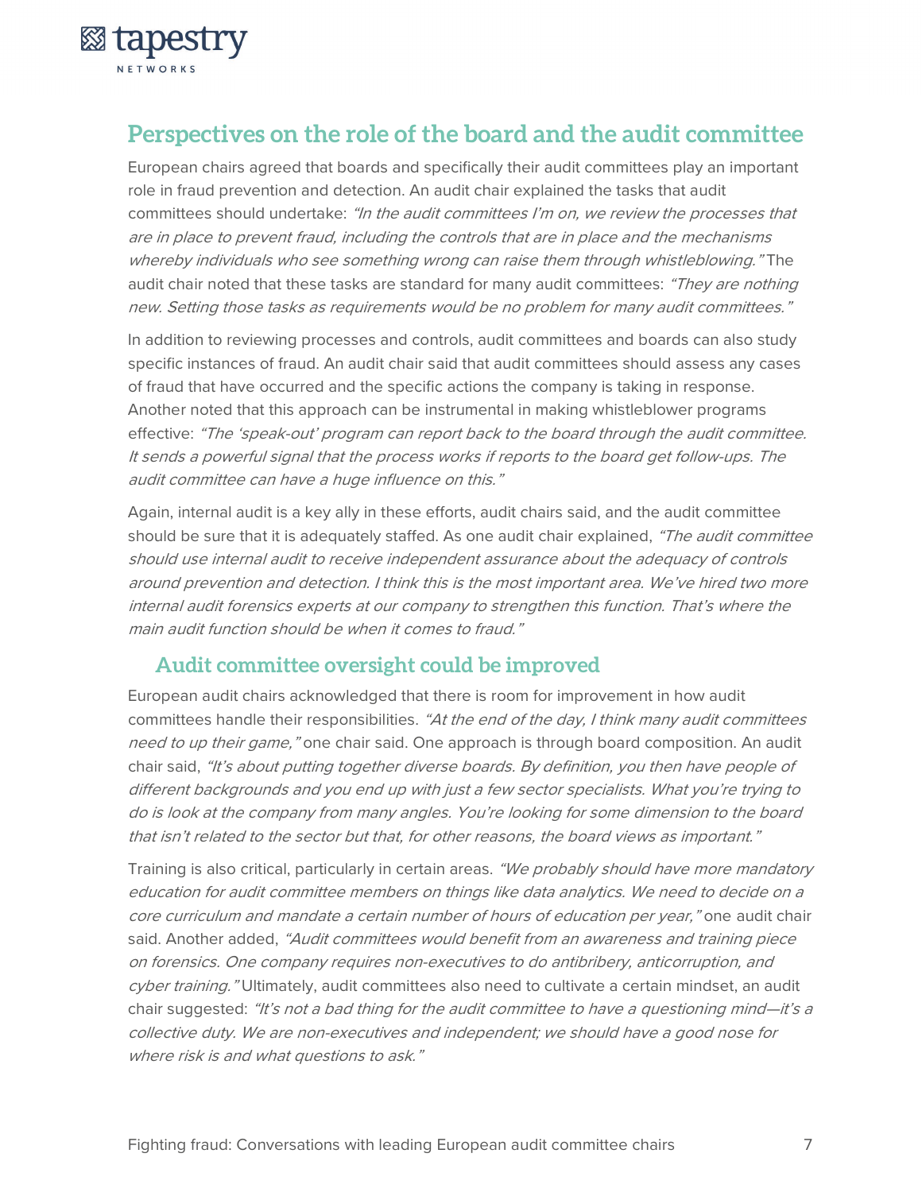## Perspectives on the role of the board and the audit committee

European chairs agreed that boards and specifically their audit committees play an important role in fraud prevention and detection. An audit chair explained the tasks that audit committees should undertake: *"In the audit committees I'm on, we review the processes that are in place to prevent fraud, including the controls that are in place and the mechanisms whereby individuals who see something wrong can raise them through whistleblowing."* The audit chair noted that these tasks are standard for many audit committees: *"They are nothing new. Setting those tasks as requirements would be no problem for many audit committees."*

In addition to reviewing processes and controls, audit committees and boards can also study specific instances of fraud. An audit chair said that audit committees should assess any cases of fraud that have occurred and the specific actions the company is taking in response. Another noted that this approach can be instrumental in making whistleblower programs effective: *"The 'speak-out' program can report back to the board through the audit committee. It sends a powerful signal that the process works if reports to the board get follow-ups. The audit committee can have a huge influence on this."*

Again, internal audit is a key ally in these efforts, audit chairs said, and the audit committee should be sure that it is adequately staffed. As one audit chair explained, *"The audit committee should use internal audit to receive independent assurance about the adequacy of controls around prevention and detection. I think this is the most important area. We've hired two more internal audit forensics experts at our company to strengthen this function. That's where the main audit function should be when it comes to fraud."*

### Audit committee oversight could be improved

European audit chairs acknowledged that there is room for improvement in how audit committees handle their responsibilities. *"At the end of the day, I think many audit committees need to up their game,"* one chair said. One approach is through board composition. An audit chair said, *"It's about putting together diverse boards. By definition, you then have people of different backgrounds and you end up with just a few sector specialists. What you're trying to do is look at the company from many angles. You're looking for some dimension to the board that isn't related to the sector but that, for other reasons, the board views as important."*

Training is also critical, particularly in certain areas. *"We probably should have more mandatory education for audit committee members on things like data analytics. We need to decide on a core curriculum and mandate a certain number of hours of education per year,"* one audit chair said. Another added, *"Audit committees would benefit from an awareness and training piece on forensics. One company requires non-executives to do antibribery, anticorruption, and cyber training."* Ultimately, audit committees also need to cultivate a certain mindset, an audit chair suggested: *"It's not a bad thing for the audit committee to have a questioning mind—it's a collective duty. We are non-executives and independent; we should have a good nose for where risk is and what questions to ask."*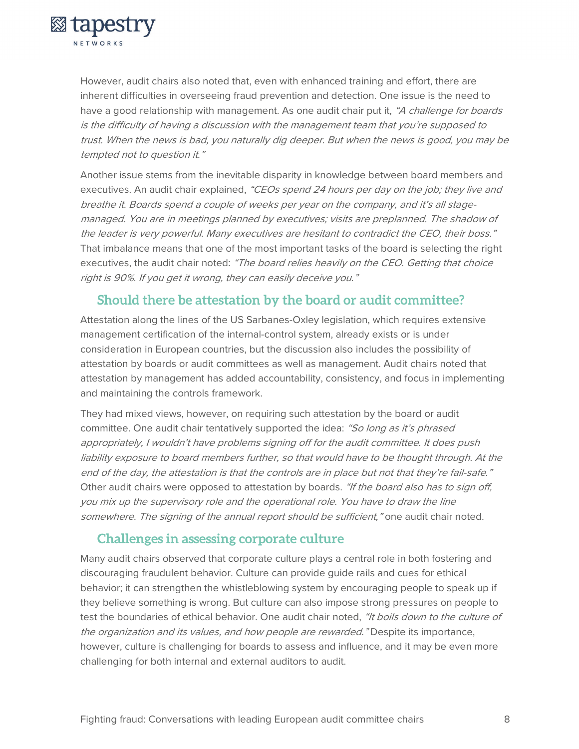However, audit chairs also noted that, even with enhanced training and effort, there are inherent difficulties in overseeing fraud prevention and detection. One issue is the need to have a good relationship with management. As one audit chair put it, *"A challenge for boards is the difficulty of having a discussion with the management team that you're supposed to trust. When the news is bad, you naturally dig deeper. But when the news is good, you may be tempted not to question it."*

Another issue stems from the inevitable disparity in knowledge between board members and executives. An audit chair explained, *"CEOs spend 24 hours per day on the job; they live and breathe it. Boards spend a couple of weeks per year on the company, and it's all stage-managed. You are in meetings planned by executives; visits are preplanned. The shadow of the leader is very powerful. Many executives are hesitant to contradict the CEO, their boss."* That imbalance means that one of the most important tasks of the board is selecting the right executives, the audit chair noted: *"The board relies heavily on the CEO. Getting that choice right is 90%. If you get it wrong, they can easily deceive you."*

## Should there be attestation by the board or audit committee?

Attestation along the lines of the US Sarbanes-Oxley legislation, which requires extensive management certification of the internal-control system, already exists or is under consideration in European countries, but the discussion also includes the possibility of attestation by boards or audit committees as well as management. Audit chairs noted that attestation by management has added accountability, consistency, and focus in implementing and maintaining the controls framework.

They had mixed views, however, on requiring such attestation by the board or audit committee. One audit chair tentatively supported the idea: *"So long as it's phrased appropriately, I wouldn't have problems signing off for the audit committee. It does push liability exposure to board members further, so that would have to be thought through. At the end of the day, the attestation is that the controls are in place but not that they're fail-safe."* Other audit chairs were opposed to attestation by boards. *"If the board also has to sign off, you mix up the supervisory role and the operational role. You have to draw the line somewhere. The signing of the annual report should be sufficient,"* one audit chair noted.

## Challenges in assessing corporate culture

Many audit chairs observed that corporate culture plays a central role in both fostering and discouraging fraudulent behavior. Culture can provide guide rails and cues for ethical behavior; it can strengthen the whistleblowing system by encouraging people to speak up if they believe something is wrong. But culture can also impose strong pressures on people to test the boundaries of ethical behavior. One audit chair noted, *"It boils down to the culture of the organization and its values, and how people are rewarded."* Despite its importance, however, culture is challenging for boards to assess and influence, and it may be even more challenging for both internal and external auditors to audit.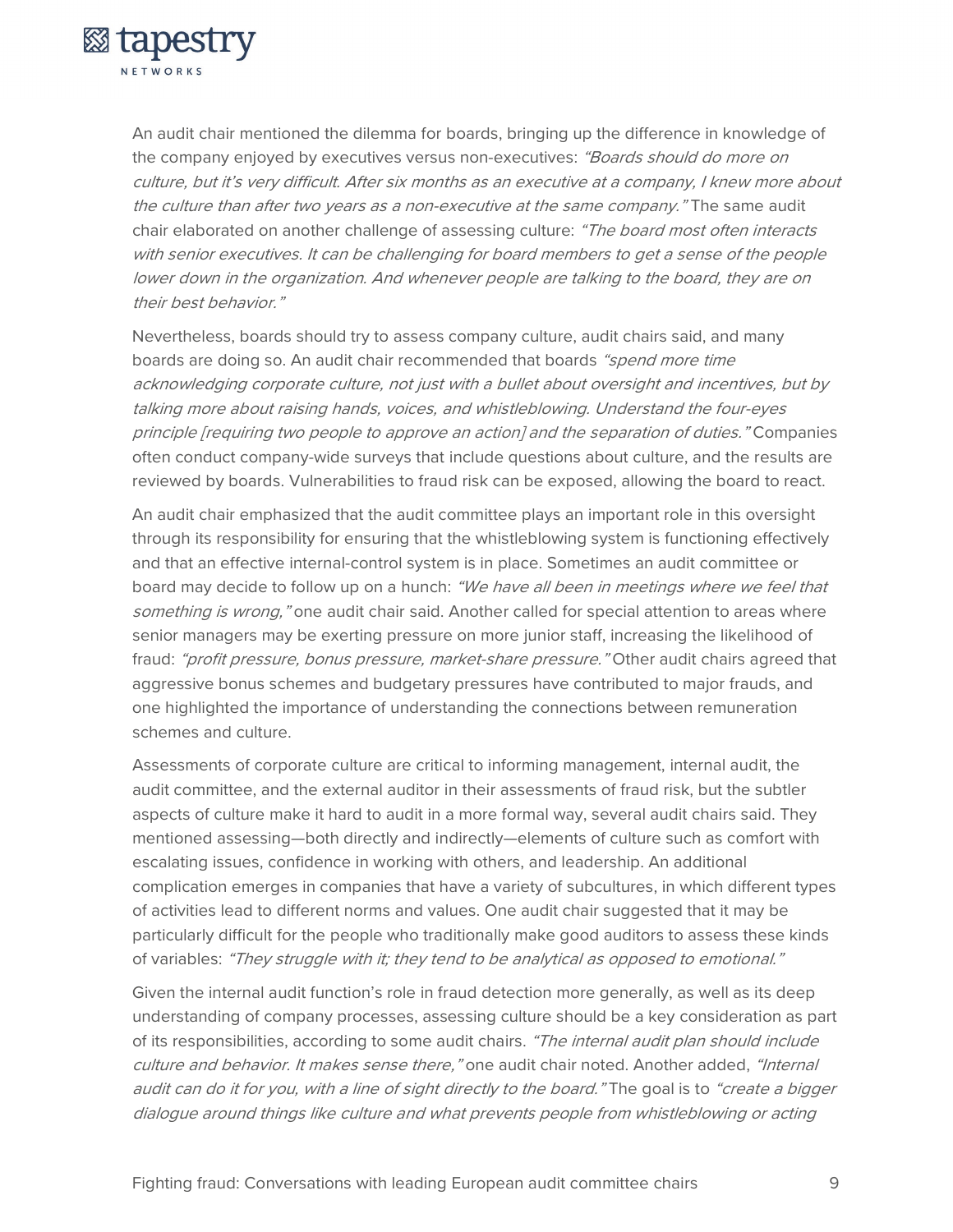An audit chair mentioned the dilemma for boards, bringing up the difference in knowledge of the company enjoyed by executives versus non-executives: *"Boards should do more on culture, but it's very difficult. After six months as an executive at a company, I knew more about the culture than after two years as a non-executive at the same company."* The same audit chair elaborated on another challenge of assessing culture: *"The board most often interacts with senior executives. It can be challenging for board members to get a sense of the people lower down in the organization. And whenever people are talking to the board, they are on their best behavior."*

Nevertheless, boards should try to assess company culture, audit chairs said, and many boards are doing so. An audit chair recommended that boards *"spend more time acknowledging corporate culture, not just with a bullet about oversight and incentives, but by talking more about raising hands, voices, and whistleblowing. Understand the four-eyes principle [requiring two people to approve an action] and the separation of duties."* Companies often conduct company-wide surveys that include questions about culture, and the results are reviewed by boards. Vulnerabilities to fraud risk can be exposed, allowing the board to react.

An audit chair emphasized that the audit committee plays an important role in this oversight through its responsibility for ensuring that the whistleblowing system is functioning effectively and that an effective internal-control system is in place. Sometimes an audit committee or board may decide to follow up on a hunch: *"We have all been in meetings where we feel that something is wrong,"* one audit chair said. Another called for special attention to areas where senior managers may be exerting pressure on more junior staff, increasing the likelihood of fraud: *"profit pressure, bonus pressure, market-share pressure."* Other audit chairs agreed that aggressive bonus schemes and budgetary pressures have contributed to major frauds, and one highlighted the importance of understanding the connections between remuneration schemes and culture.

Assessments of corporate culture are critical to informing management, internal audit, the audit committee, and the external auditor in their assessments of fraud risk, but the subtler aspects of culture make it hard to audit in a more formal way, several audit chairs said. They mentioned assessing—both directly and indirectly—elements of culture such as comfort with escalating issues, confidence in working with others, and leadership. An additional complication emerges in companies that have a variety of subcultures, in which different types of activities lead to different norms and values. One audit chair suggested that it may be particularly difficult for the people who traditionally make good auditors to assess these kinds of variables: *"They struggle with it; they tend to be analytical as opposed to emotional."*

Given the internal audit function's role in fraud detection more generally, as well as its deep understanding of company processes, assessing culture should be a key consideration as part of its responsibilities, according to some audit chairs. *"The internal audit plan should include culture and behavior. It makes sense there,"* one audit chair noted. Another added, *"Internal audit can do it for you, with a line of sight directly to the board."* The goal is to *"create a bigger dialogue around things like culture and what prevents people from whistleblowing or acting*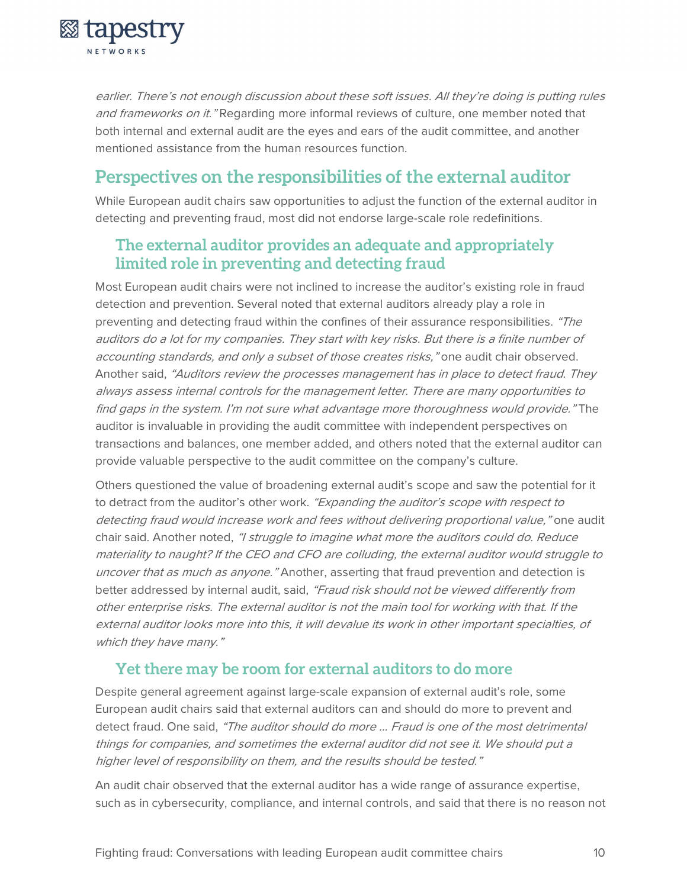*earlier. There's not enough discussion about these soft issues. All they're doing is putting rules and frameworks on it."* Regarding more informal reviews of culture, one member noted that both internal and external audit are the eyes and ears of the audit committee, and another mentioned assistance from the human resources function.

## Perspectives on the responsibilities of the external auditor

While European audit chairs saw opportunities to adjust the function of the external auditor in detecting and preventing fraud, most did not endorse large-scale role redefinitions.

### The external auditor provides an adequate and appropriately limited role in preventing and detecting fraud

Most European audit chairs were not inclined to increase the auditor's existing role in fraud detection and prevention. Several noted that external auditors already play a role in preventing and detecting fraud within the confines of their assurance responsibilities. *"The auditors do a lot for my companies. They start with key risks. But there is a finite number of accounting standards, and only a subset of those creates risks,"* one audit chair observed. Another said, *"Auditors review the processes management has in place to detect fraud. They always assess internal controls for the management letter. There are many opportunities to find gaps in the system. I'm not sure what advantage more thoroughness would provide."* The auditor is invaluable in providing the audit committee with independent perspectives on transactions and balances, one member added, and others noted that the external auditor can provide valuable perspective to the audit committee on the company's culture.

Others questioned the value of broadening external audit's scope and saw the potential for it to detract from the auditor's other work. *"Expanding the auditor's scope with respect to detecting fraud would increase work and fees without delivering proportional value,"* one audit chair said. Another noted, *"I struggle to imagine what more the auditors could do. Reduce materiality to naught? If the CEO and CFO are colluding, the external auditor would struggle to uncover that as much as anyone."* Another, asserting that fraud prevention and detection is better addressed by internal audit, said, *"Fraud risk should not be viewed differently from other enterprise risks. The external auditor is not the main tool for working with that. If the external auditor looks more into this, it will devalue its work in other important specialties, of which they have many."*

### Yet there may be room for external auditors to do more

Despite general agreement against large-scale expansion of external audit's role, some European audit chairs said that external auditors can and should do more to prevent and detect fraud. One said, *"The auditor should do more … Fraud is one of the most detrimental things for companies, and sometimes the external auditor did not see it. We should put a higher level of responsibility on them, and the results should be tested."*

An audit chair observed that the external auditor has a wide range of assurance expertise, such as in cybersecurity, compliance, and internal controls, and said that there is no reason not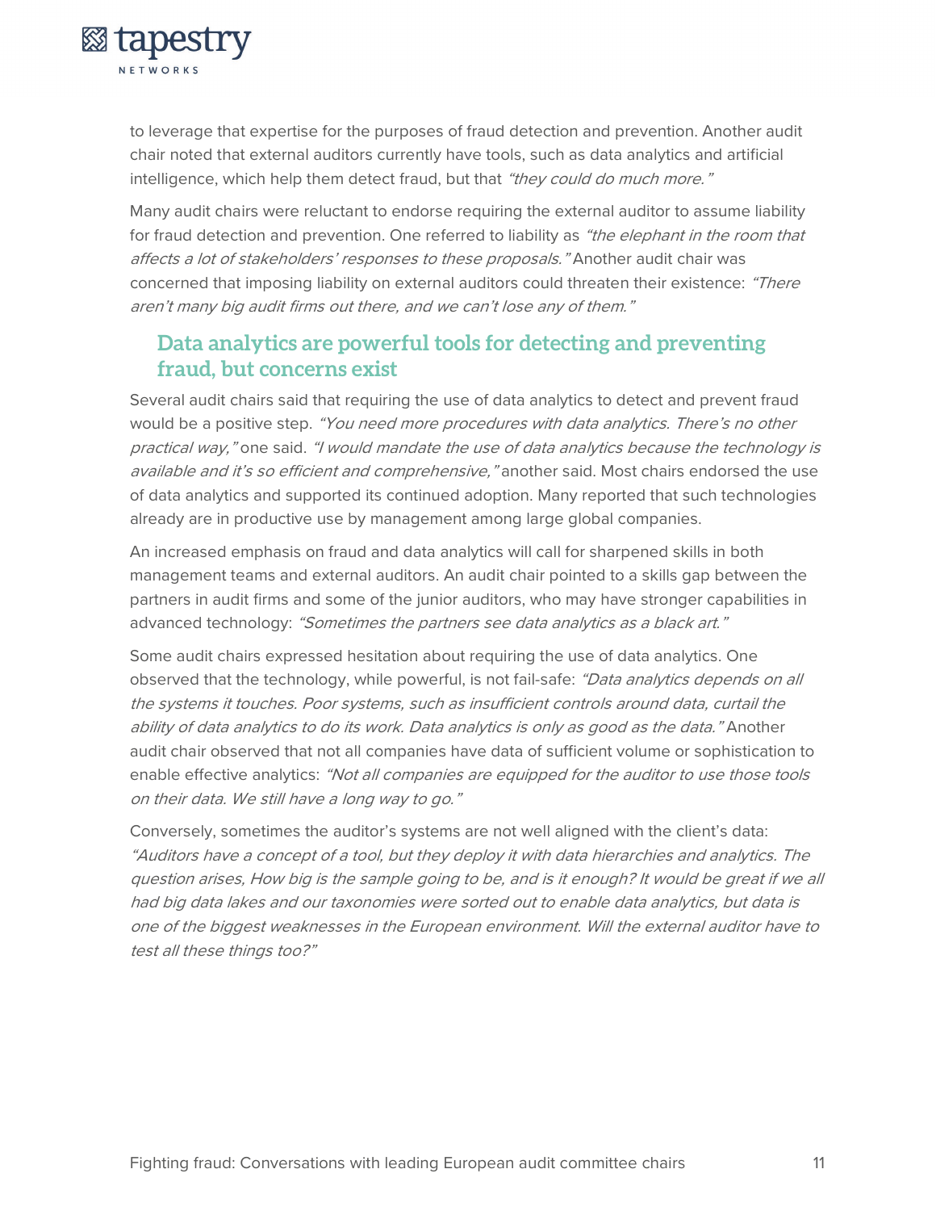to leverage that expertise for the purposes of fraud detection and prevention. Another audit chair noted that external auditors currently have tools, such as data analytics and artificial intelligence, which help them detect fraud, but that *"they could do much more."*

Many audit chairs were reluctant to endorse requiring the external auditor to assume liability for fraud detection and prevention. One referred to liability as *"the elephant in the room that affects a lot of stakeholders' responses to these proposals."* Another audit chair was concerned that imposing liability on external auditors could threaten their existence: *"There aren't many big audit firms out there, and we can't lose any of them."*

## Data analytics are powerful tools for detecting and preventing fraud, but concerns exist

Several audit chairs said that requiring the use of data analytics to detect and prevent fraud would be a positive step. *"You need more procedures with data analytics. There's no other practical way,"* one said. *"I would mandate the use of data analytics because the technology is available and it's so efficient and comprehensive,"* another said. Most chairs endorsed the use of data analytics and supported its continued adoption. Many reported that such technologies already are in productive use by management among large global companies.

An increased emphasis on fraud and data analytics will call for sharpened skills in both management teams and external auditors. An audit chair pointed to a skills gap between the partners in audit firms and some of the junior auditors, who may have stronger capabilities in advanced technology: *"Sometimes the partners see data analytics as a black art."*

Some audit chairs expressed hesitation about requiring the use of data analytics. One observed that the technology, while powerful, is not fail-safe: *"Data analytics depends on all the systems it touches. Poor systems, such as insufficient controls around data, curtail the ability of data analytics to do its work. Data analytics is only as good as the data."* Another audit chair observed that not all companies have data of sufficient volume or sophistication to enable effective analytics: *"Not all companies are equipped for the auditor to use those tools on their data. We still have a long way to go."*

Conversely, sometimes the auditor's systems are not well aligned with the client's data: *"Auditors have a concept of a tool, but they deploy it with data hierarchies and analytics. The question arises, How big is the sample going to be, and is it enough? It would be great if we all had big data lakes and our taxonomies were sorted out to enable data analytics, but data is one of the biggest weaknesses in the European environment. Will the external auditor have to test all these things too?"*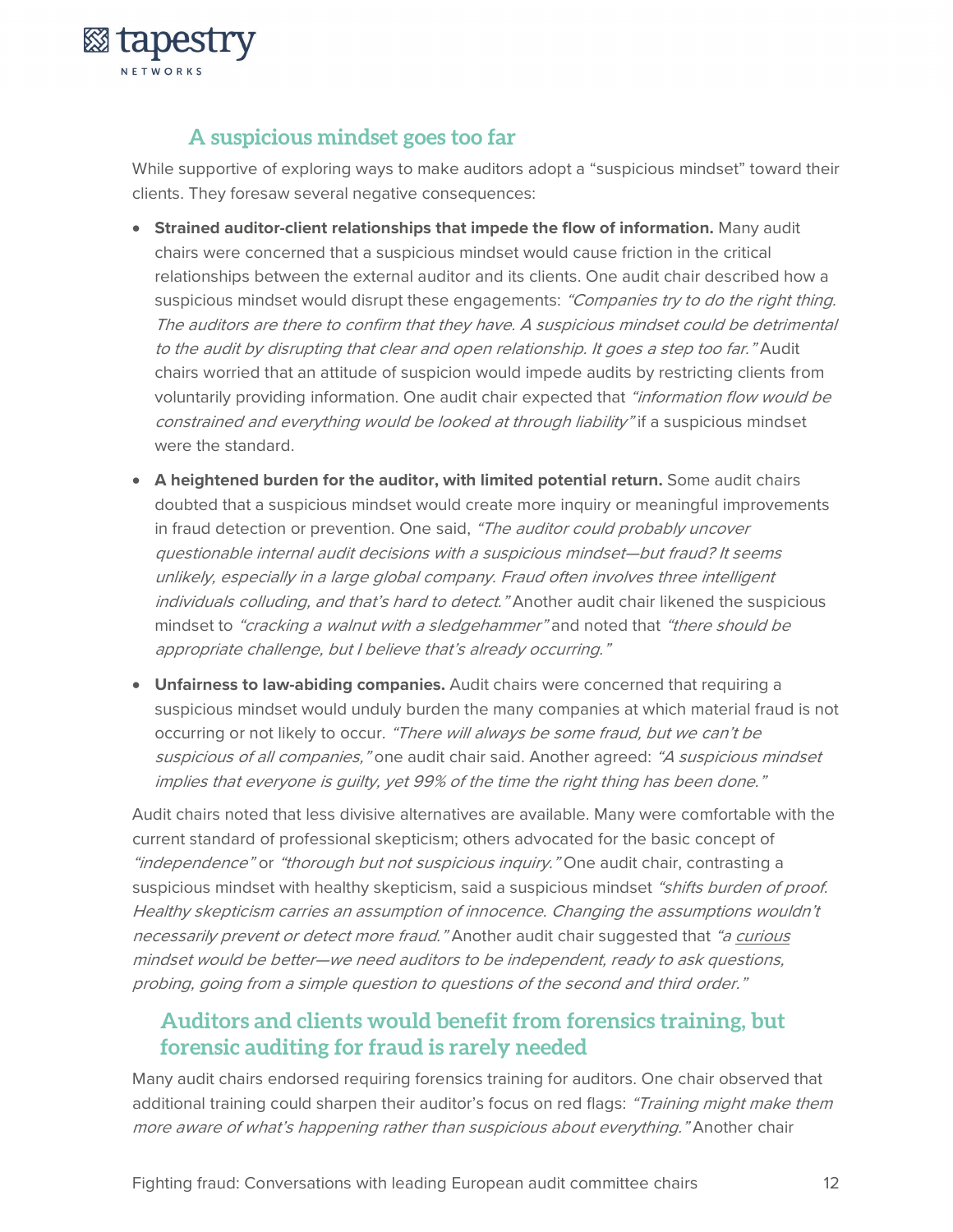## A suspicious mindset goes too far

While supportive of exploring ways to make auditors adopt a "suspicious mindset" toward their clients. They foresaw several negative consequences:

- **Strained auditor-client relationships that impede the flow of information.** Many audit chairs were concerned that a suspicious mindset would cause friction in the critical relationships between the external auditor and its clients. One audit chair described how a suspicious mindset would disrupt these engagements: *"Companies try to do the right thing. The auditors are there to confirm that they have. A suspicious mindset could be detrimental to the audit by disrupting that clear and open relationship. It goes a step too far."* Audit chairs worried that an attitude of suspicion would impede audits by restricting clients from voluntarily providing information. One audit chair expected that *"information flow would be constrained and everything would be looked at through liability"* if a suspicious mindset were the standard.
- **A heightened burden for the auditor, with limited potential return.** Some audit chairs doubted that a suspicious mindset would create more inquiry or meaningful improvements in fraud detection or prevention. One said, *"The auditor could probably uncover questionable internal audit decisions with a suspicious mindset—but fraud? It seems unlikely, especially in a large global company. Fraud often involves three intelligent individuals colluding, and that's hard to detect."* Another audit chair likened the suspicious mindset to *"cracking a walnut with a sledgehammer"* and noted that *"there should be appropriate challenge, but I believe that's already occurring."*
- **Unfairness to law-abiding companies.** Audit chairs were concerned that requiring a suspicious mindset would unduly burden the many companies at which material fraud is not occurring or not likely to occur. *"There will always be some fraud, but we can't be suspicious of all companies,"* one audit chair said. Another agreed: *"A suspicious mindset implies that everyone is guilty, yet 99% of the time the right thing has been done."*

Audit chairs noted that less divisive alternatives are available. Many were comfortable with the current standard of professional skepticism; others advocated for the basic concept of *"independence"* or *"thorough but not suspicious inquiry."* One audit chair, contrasting a suspicious mindset with healthy skepticism, said a suspicious mindset *"shifts burden of proof. Healthy skepticism carries an assumption of innocence. Changing the assumptions wouldn't necessarily prevent or detect more fraud."* Another audit chair suggested that *"a <u>curious</u> mindset would be better—we need auditors to be independent, ready to ask questions, probing, going from a simple question to questions of the second and third order."*

## Auditors and clients would benefit from forensics training, but forensic auditing for fraud is rarely needed

Many audit chairs endorsed requiring forensics training for auditors. One chair observed that additional training could sharpen their auditor's focus on red flags: *"Training might make them more aware of what's happening rather than suspicious about everything."* Another chair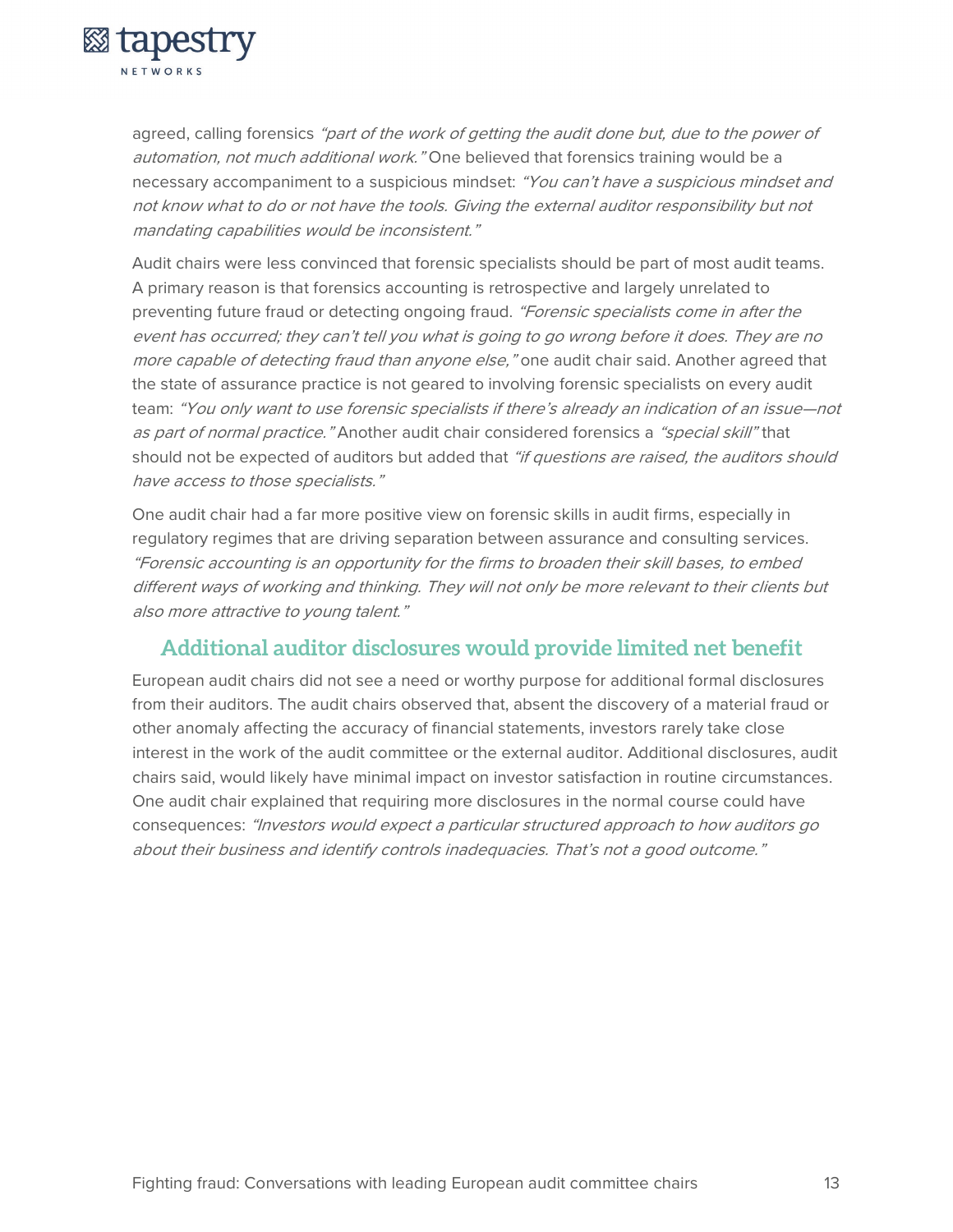agreed, calling forensics *"part of the work of getting the audit done but, due to the power of automation, not much additional work."* One believed that forensics training would be a necessary accompaniment to a suspicious mindset: *"You can't have a suspicious mindset and not know what to do or not have the tools. Giving the external auditor responsibility but not mandating capabilities would be inconsistent."*

Audit chairs were less convinced that forensic specialists should be part of most audit teams. A primary reason is that forensics accounting is retrospective and largely unrelated to preventing future fraud or detecting ongoing fraud. *"Forensic specialists come in after the event has occurred; they can't tell you what is going to go wrong before it does. They are no more capable of detecting fraud than anyone else,"* one audit chair said. Another agreed that the state of assurance practice is not geared to involving forensic specialists on every audit team: *"You only want to use forensic specialists if there's already an indication of an issue—not as part of normal practice."* Another audit chair considered forensics a *"special skill"* that should not be expected of auditors but added that *"if questions are raised, the auditors should have access to those specialists."*

One audit chair had a far more positive view on forensic skills in audit firms, especially in regulatory regimes that are driving separation between assurance and consulting services. *"Forensic accounting is an opportunity for the firms to broaden their skill bases, to embed different ways of working and thinking. They will not only be more relevant to their clients but also more attractive to young talent."*

## Additional auditor disclosures would provide limited net benefit

European audit chairs did not see a need or worthy purpose for additional formal disclosures from their auditors. The audit chairs observed that, absent the discovery of a material fraud or other anomaly affecting the accuracy of financial statements, investors rarely take close interest in the work of the audit committee or the external auditor. Additional disclosures, audit chairs said, would likely have minimal impact on investor satisfaction in routine circumstances. One audit chair explained that requiring more disclosures in the normal course could have consequences: *"Investors would expect a particular structured approach to how auditors go about their business and identify controls inadequacies. That's not a good outcome."*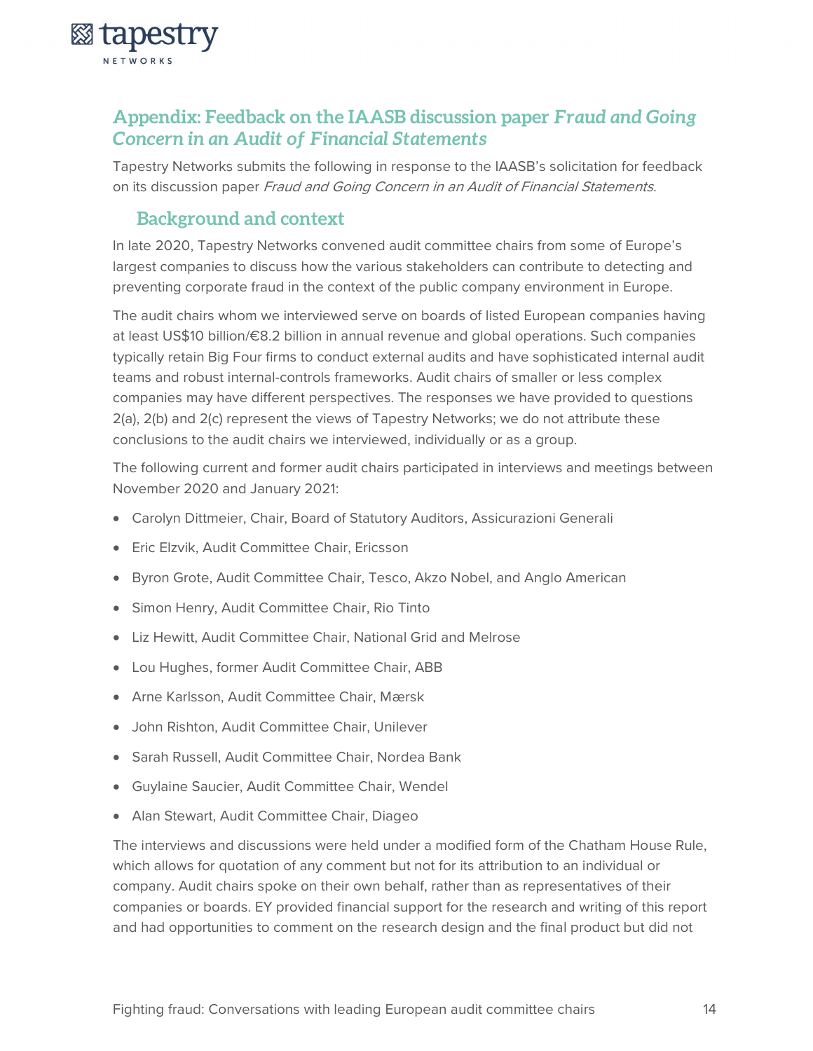## Appendix: Feedback on the IAASB discussion paper *Fraud and Going Concern in an Audit of Financial Statements*

Tapestry Networks submits the following in response to the IAASB's solicitation for feedback on its discussion paper *Fraud and Going Concern in an Audit of Financial Statements.*

### Background and context

In late 2020, Tapestry Networks convened audit committee chairs from some of Europe's largest companies to discuss how the various stakeholders can contribute to detecting and preventing corporate fraud in the context of the public company environment in Europe.

The audit chairs whom we interviewed serve on boards of listed European companies having at least US$10 billion/€8.2 billion in annual revenue and global operations. Such companies typically retain Big Four firms to conduct external audits and have sophisticated internal audit teams and robust internal-controls frameworks. Audit chairs of smaller or less complex companies may have different perspectives. The responses we have provided to questions 2(a), 2(b) and 2(c) represent the views of Tapestry Networks; we do not attribute these conclusions to the audit chairs we interviewed, individually or as a group.

The following current and former audit chairs participated in interviews and meetings between November 2020 and January 2021:

- Carolyn Dittmeier, Chair, Board of Statutory Auditors, Assicurazioni Generali
- Eric Elzvik, Audit Committee Chair, Ericsson
- Byron Grote, Audit Committee Chair, Tesco, Akzo Nobel, and Anglo American
- Simon Henry, Audit Committee Chair, Rio Tinto
- Liz Hewitt, Audit Committee Chair, National Grid and Melrose
- Lou Hughes, former Audit Committee Chair, ABB
- Arne Karlsson, Audit Committee Chair, Mærsk
- John Rishton, Audit Committee Chair, Unilever
- Sarah Russell, Audit Committee Chair, Nordea Bank
- Guylaine Saucier, Audit Committee Chair, Wendel
- Alan Stewart, Audit Committee Chair, Diageo

The interviews and discussions were held under a modified form of the Chatham House Rule, which allows for quotation of any comment but not for its attribution to an individual or company. Audit chairs spoke on their own behalf, rather than as representatives of their companies or boards. EY provided financial support for the research and writing of this report and had opportunities to comment on the research design and the final product but did not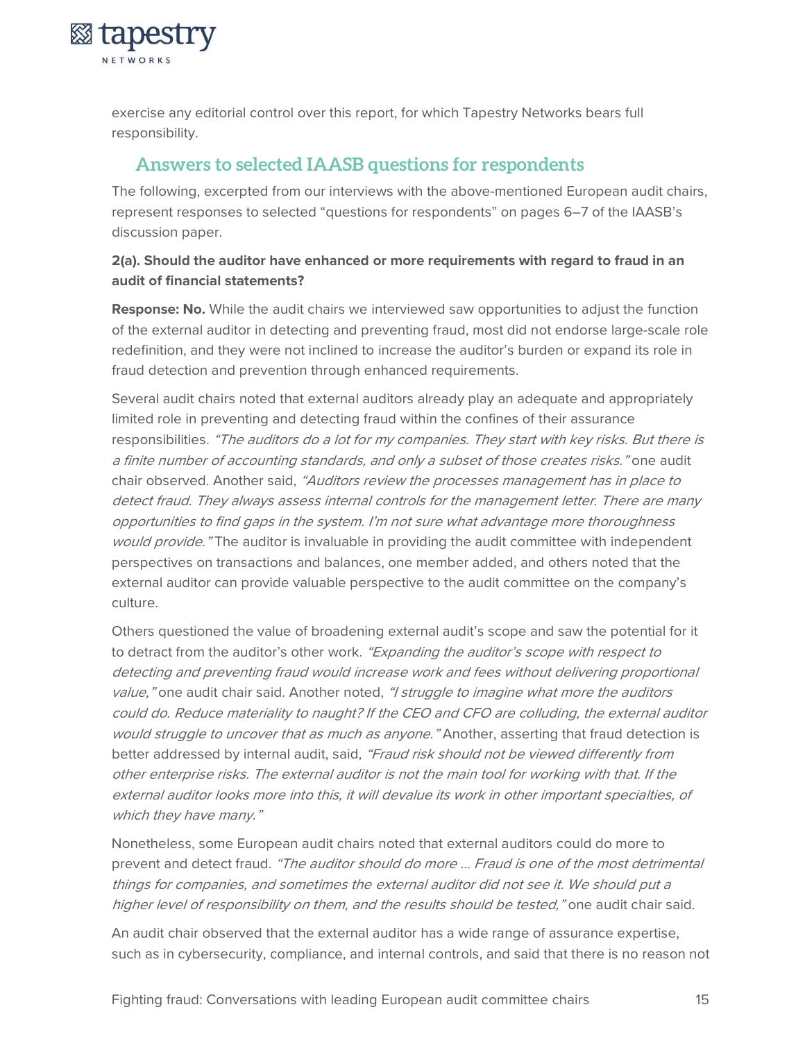exercise any editorial control over this report, for which Tapestry Networks bears full responsibility.

## Answers to selected IAASB questions for respondents

The following, excerpted from our interviews with the above-mentioned European audit chairs, represent responses to selected "questions for respondents" on pages 6–7 of the IAASB's discussion paper.

**2(a). Should the auditor have enhanced or more requirements with regard to fraud in an audit of financial statements?**

**Response: No.** While the audit chairs we interviewed saw opportunities to adjust the function of the external auditor in detecting and preventing fraud, most did not endorse large-scale role redefinition, and they were not inclined to increase the auditor's burden or expand its role in fraud detection and prevention through enhanced requirements.

Several audit chairs noted that external auditors already play an adequate and appropriately limited role in preventing and detecting fraud within the confines of their assurance responsibilities. *"The auditors do a lot for my companies. They start with key risks. But there is a finite number of accounting standards, and only a subset of those creates risks."* one audit chair observed. Another said, *"Auditors review the processes management has in place to detect fraud. They always assess internal controls for the management letter. There are many opportunities to find gaps in the system. I'm not sure what advantage more thoroughness would provide."* The auditor is invaluable in providing the audit committee with independent perspectives on transactions and balances, one member added, and others noted that the external auditor can provide valuable perspective to the audit committee on the company's culture.

Others questioned the value of broadening external audit's scope and saw the potential for it to detract from the auditor's other work. *"Expanding the auditor's scope with respect to detecting and preventing fraud would increase work and fees without delivering proportional value,"* one audit chair said. Another noted, *"I struggle to imagine what more the auditors could do. Reduce materiality to naught? If the CEO and CFO are colluding, the external auditor would struggle to uncover that as much as anyone."* Another, asserting that fraud detection is better addressed by internal audit, said, *"Fraud risk should not be viewed differently from other enterprise risks. The external auditor is not the main tool for working with that. If the external auditor looks more into this, it will devalue its work in other important specialties, of which they have many."*

Nonetheless, some European audit chairs noted that external auditors could do more to prevent and detect fraud. *"The auditor should do more … Fraud is one of the most detrimental things for companies, and sometimes the external auditor did not see it. We should put a higher level of responsibility on them, and the results should be tested,"* one audit chair said.

An audit chair observed that the external auditor has a wide range of assurance expertise, such as in cybersecurity, compliance, and internal controls, and said that there is no reason not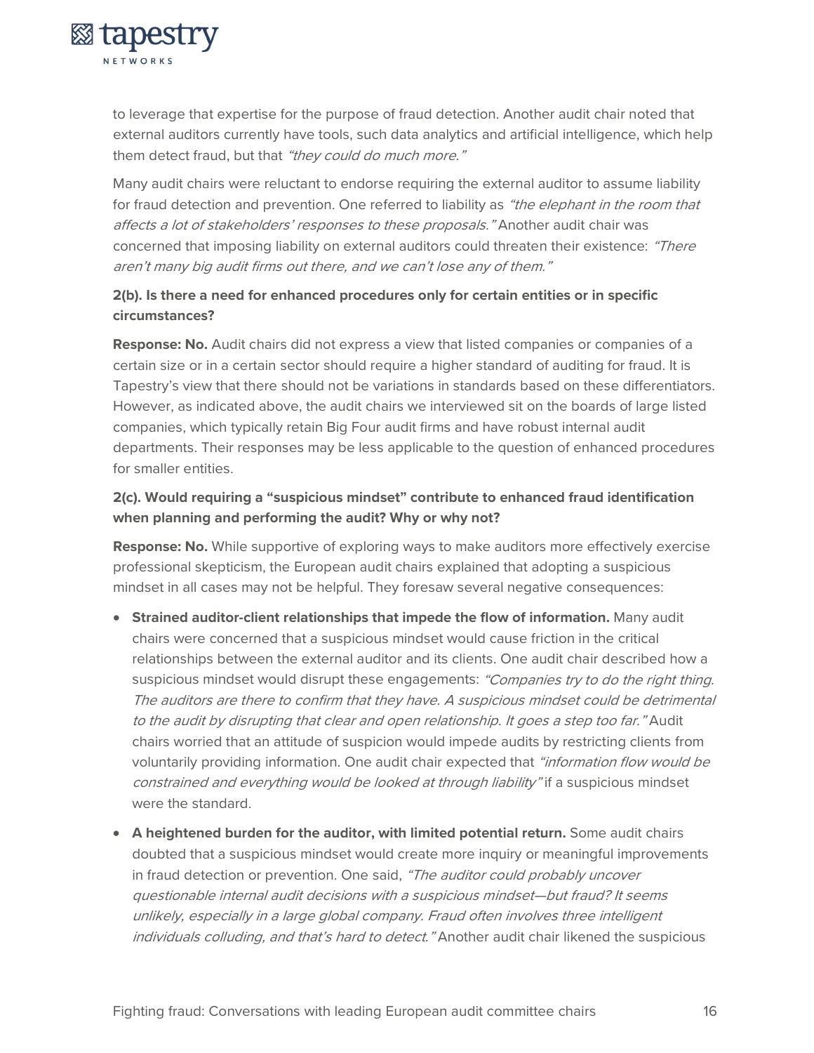to leverage that expertise for the purpose of fraud detection. Another audit chair noted that external auditors currently have tools, such data analytics and artificial intelligence, which help them detect fraud, but that *"they could do much more."*

Many audit chairs were reluctant to endorse requiring the external auditor to assume liability for fraud detection and prevention. One referred to liability as *"the elephant in the room that affects a lot of stakeholders' responses to these proposals."* Another audit chair was concerned that imposing liability on external auditors could threaten their existence: *"There aren't many big audit firms out there, and we can't lose any of them."*

**2(b). Is there a need for enhanced procedures only for certain entities or in specific circumstances?**

**Response: No.** Audit chairs did not express a view that listed companies or companies of a certain size or in a certain sector should require a higher standard of auditing for fraud. It is Tapestry's view that there should not be variations in standards based on these differentiators. However, as indicated above, the audit chairs we interviewed sit on the boards of large listed companies, which typically retain Big Four audit firms and have robust internal audit departments. Their responses may be less applicable to the question of enhanced procedures for smaller entities.

**2(c). Would requiring a "suspicious mindset" contribute to enhanced fraud identification when planning and performing the audit? Why or why not?**

**Response: No.** While supportive of exploring ways to make auditors more effectively exercise professional skepticism, the European audit chairs explained that adopting a suspicious mindset in all cases may not be helpful. They foresaw several negative consequences:

- **Strained auditor-client relationships that impede the flow of information.** Many audit chairs were concerned that a suspicious mindset would cause friction in the critical relationships between the external auditor and its clients. One audit chair described how a suspicious mindset would disrupt these engagements: *"Companies try to do the right thing. The auditors are there to confirm that they have. A suspicious mindset could be detrimental to the audit by disrupting that clear and open relationship. It goes a step too far."* Audit chairs worried that an attitude of suspicion would impede audits by restricting clients from voluntarily providing information. One audit chair expected that *"information flow would be constrained and everything would be looked at through liability"* if a suspicious mindset were the standard.
- **A heightened burden for the auditor, with limited potential return.** Some audit chairs doubted that a suspicious mindset would create more inquiry or meaningful improvements in fraud detection or prevention. One said, *"The auditor could probably uncover questionable internal audit decisions with a suspicious mindset—but fraud? It seems unlikely, especially in a large global company. Fraud often involves three intelligent individuals colluding, and that's hard to detect."* Another audit chair likened the suspicious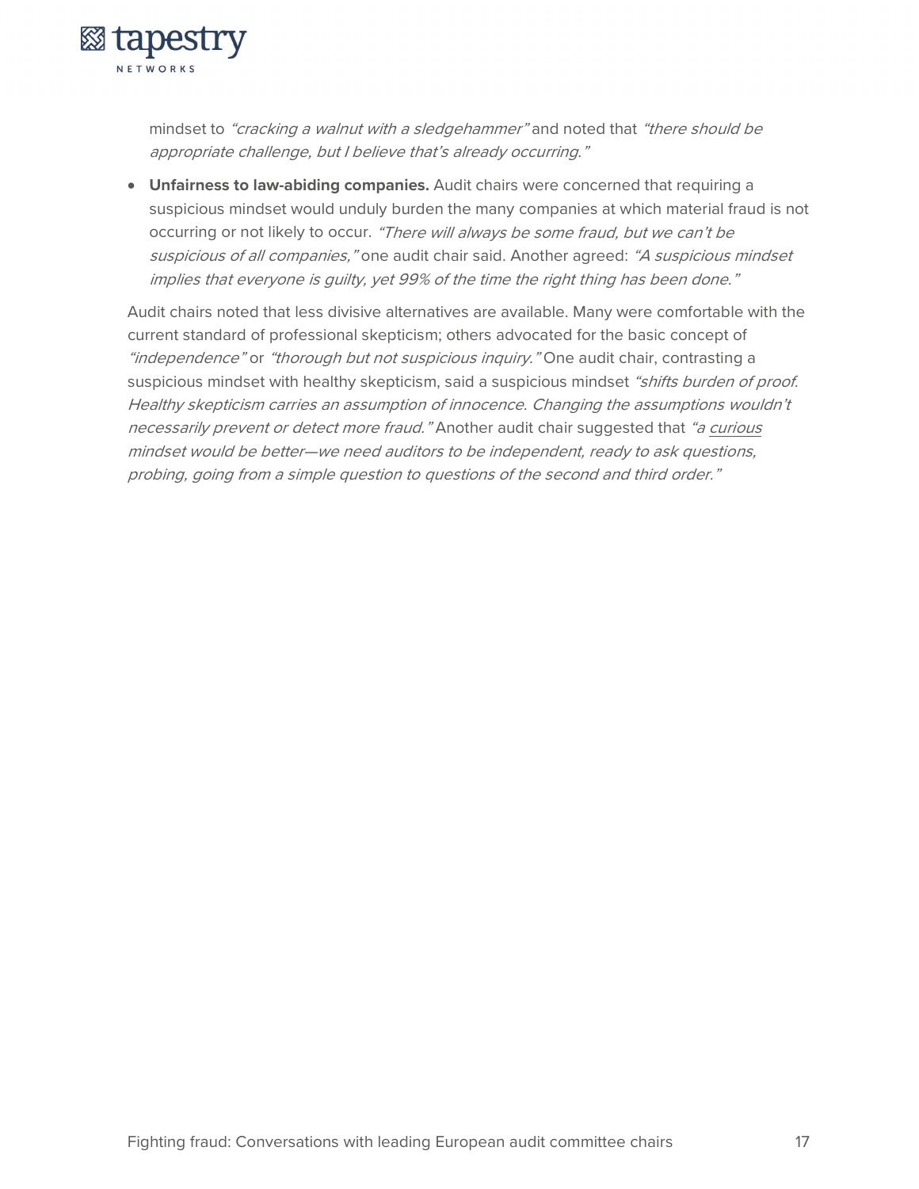mindset to *"cracking a walnut with a sledgehammer"* and noted that *"there should be appropriate challenge, but I believe that's already occurring."*

- **Unfairness to law-abiding companies.** Audit chairs were concerned that requiring a suspicious mindset would unduly burden the many companies at which material fraud is not occurring or not likely to occur. *"There will always be some fraud, but we can't be suspicious of all companies,"* one audit chair said. Another agreed: *"A suspicious mindset implies that everyone is guilty, yet 99% of the time the right thing has been done."*

Audit chairs noted that less divisive alternatives are available. Many were comfortable with the current standard of professional skepticism; others advocated for the basic concept of *"independence"* or *"thorough but not suspicious inquiry."* One audit chair, contrasting a suspicious mindset with healthy skepticism, said a suspicious mindset *"shifts burden of proof. Healthy skepticism carries an assumption of innocence. Changing the assumptions wouldn't necessarily prevent or detect more fraud."* Another audit chair suggested that *"a curious mindset would be better—we need auditors to be independent, ready to ask questions, probing, going from a simple question to questions of the second and third order."*